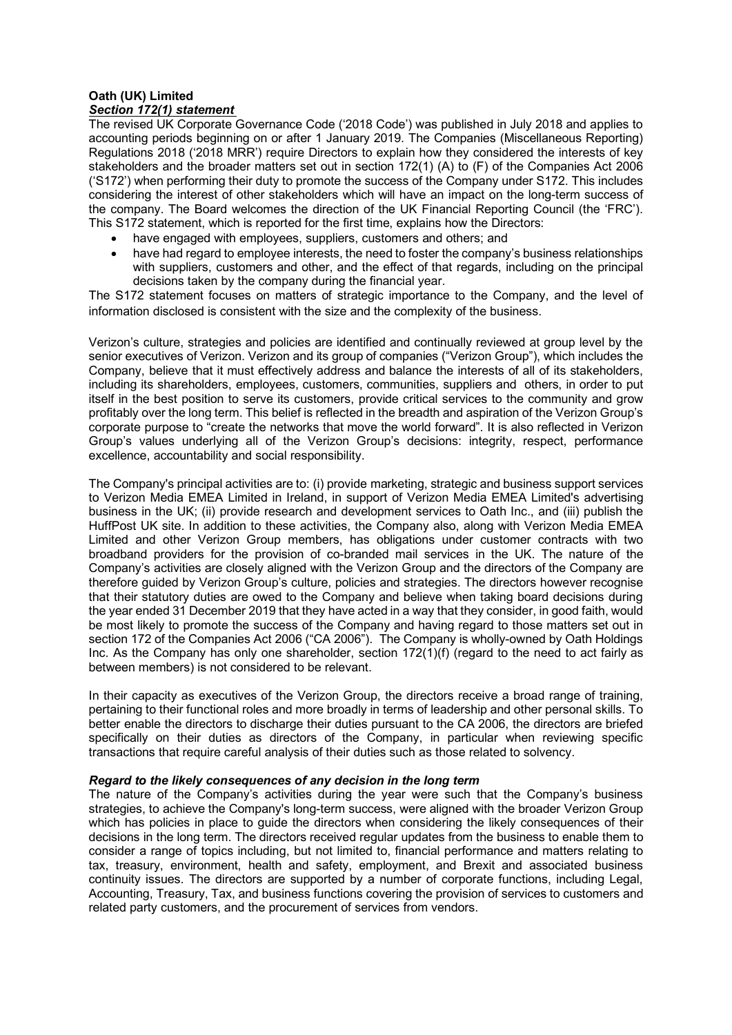**Oath (UK) Limited**
***Section 172(1) statement***

The revised UK Corporate Governance Code ('2018 Code') was published in July 2018 and applies to accounting periods beginning on or after 1 January 2019. The Companies (Miscellaneous Reporting) Regulations 2018 ('2018 MRR') require Directors to explain how they considered the interests of key stakeholders and the broader matters set out in section 172(1) (A) to (F) of the Companies Act 2006 ('S172') when performing their duty to promote the success of the Company under S172. This includes considering the interest of other stakeholders which will have an impact on the long-term success of the company. The Board welcomes the direction of the UK Financial Reporting Council (the 'FRC'). This S172 statement, which is reported for the first time, explains how the Directors:

- have engaged with employees, suppliers, customers and others; and
- have had regard to employee interests, the need to foster the company's business relationships with suppliers, customers and other, and the effect of that regards, including on the principal decisions taken by the company during the financial year.

The S172 statement focuses on matters of strategic importance to the Company, and the level of information disclosed is consistent with the size and the complexity of the business.

Verizon's culture, strategies and policies are identified and continually reviewed at group level by the senior executives of Verizon. Verizon and its group of companies ("Verizon Group"), which includes the Company, believe that it must effectively address and balance the interests of all of its stakeholders, including its shareholders, employees, customers, communities, suppliers and others, in order to put itself in the best position to serve its customers, provide critical services to the community and grow profitably over the long term. This belief is reflected in the breadth and aspiration of the Verizon Group's corporate purpose to "create the networks that move the world forward". It is also reflected in Verizon Group's values underlying all of the Verizon Group's decisions: integrity, respect, performance excellence, accountability and social responsibility.

The Company's principal activities are to: (i) provide marketing, strategic and business support services to Verizon Media EMEA Limited in Ireland, in support of Verizon Media EMEA Limited's advertising business in the UK; (ii) provide research and development services to Oath Inc., and (iii) publish the HuffPost UK site. In addition to these activities, the Company also, along with Verizon Media EMEA Limited and other Verizon Group members, has obligations under customer contracts with two broadband providers for the provision of co-branded mail services in the UK. The nature of the Company's activities are closely aligned with the Verizon Group and the directors of the Company are therefore guided by Verizon Group's culture, policies and strategies. The directors however recognise that their statutory duties are owed to the Company and believe when taking board decisions during the year ended 31 December 2019 that they have acted in a way that they consider, in good faith, would be most likely to promote the success of the Company and having regard to those matters set out in section 172 of the Companies Act 2006 ("CA 2006"). The Company is wholly-owned by Oath Holdings Inc. As the Company has only one shareholder, section 172(1)(f) (regard to the need to act fairly as between members) is not considered to be relevant.

In their capacity as executives of the Verizon Group, the directors receive a broad range of training, pertaining to their functional roles and more broadly in terms of leadership and other personal skills. To better enable the directors to discharge their duties pursuant to the CA 2006, the directors are briefed specifically on their duties as directors of the Company, in particular when reviewing specific transactions that require careful analysis of their duties such as those related to solvency.

***Regard to the likely consequences of any decision in the long term***

The nature of the Company's activities during the year were such that the Company's business strategies, to achieve the Company's long-term success, were aligned with the broader Verizon Group which has policies in place to guide the directors when considering the likely consequences of their decisions in the long term. The directors received regular updates from the business to enable them to consider a range of topics including, but not limited to, financial performance and matters relating to tax, treasury, environment, health and safety, employment, and Brexit and associated business continuity issues. The directors are supported by a number of corporate functions, including Legal, Accounting, Treasury, Tax, and business functions covering the provision of services to customers and related party customers, and the procurement of services from vendors.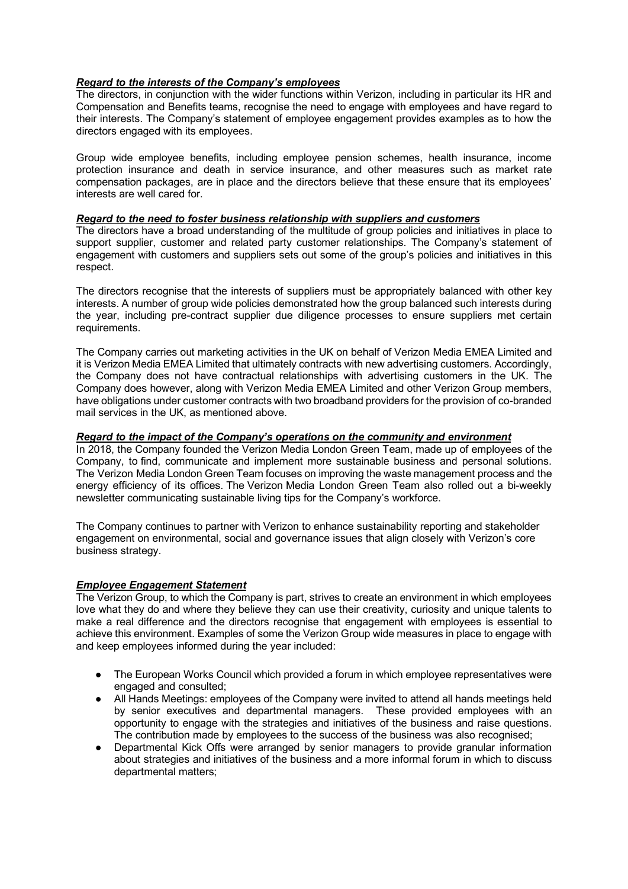***Regard to the interests of the Company's employees***

The directors, in conjunction with the wider functions within Verizon, including in particular its HR and Compensation and Benefits teams, recognise the need to engage with employees and have regard to their interests. The Company's statement of employee engagement provides examples as to how the directors engaged with its employees.

Group wide employee benefits, including employee pension schemes, health insurance, income protection insurance and death in service insurance, and other measures such as market rate compensation packages, are in place and the directors believe that these ensure that its employees' interests are well cared for.

***Regard to the need to foster business relationship with suppliers and customers***

The directors have a broad understanding of the multitude of group policies and initiatives in place to support supplier, customer and related party customer relationships. The Company's statement of engagement with customers and suppliers sets out some of the group's policies and initiatives in this respect.

The directors recognise that the interests of suppliers must be appropriately balanced with other key interests. A number of group wide policies demonstrated how the group balanced such interests during the year, including pre-contract supplier due diligence processes to ensure suppliers met certain requirements.

The Company carries out marketing activities in the UK on behalf of Verizon Media EMEA Limited and it is Verizon Media EMEA Limited that ultimately contracts with new advertising customers. Accordingly, the Company does not have contractual relationships with advertising customers in the UK. The Company does however, along with Verizon Media EMEA Limited and other Verizon Group members, have obligations under customer contracts with two broadband providers for the provision of co-branded mail services in the UK, as mentioned above.

***Regard to the impact of the Company's operations on the community and environment***

In 2018, the Company founded the Verizon Media London Green Team, made up of employees of the Company, to find, communicate and implement more sustainable business and personal solutions. The Verizon Media London Green Team focuses on improving the waste management process and the energy efficiency of its offices. The Verizon Media London Green Team also rolled out a bi-weekly newsletter communicating sustainable living tips for the Company's workforce.

The Company continues to partner with Verizon to enhance sustainability reporting and stakeholder engagement on environmental, social and governance issues that align closely with Verizon's core business strategy.

***Employee Engagement Statement***

The Verizon Group, to which the Company is part, strives to create an environment in which employees love what they do and where they believe they can use their creativity, curiosity and unique talents to make a real difference and the directors recognise that engagement with employees is essential to achieve this environment. Examples of some the Verizon Group wide measures in place to engage with and keep employees informed during the year included:

- The European Works Council which provided a forum in which employee representatives were engaged and consulted;
- All Hands Meetings: employees of the Company were invited to attend all hands meetings held by senior executives and departmental managers. These provided employees with an opportunity to engage with the strategies and initiatives of the business and raise questions. The contribution made by employees to the success of the business was also recognised;
- Departmental Kick Offs were arranged by senior managers to provide granular information about strategies and initiatives of the business and a more informal forum in which to discuss departmental matters;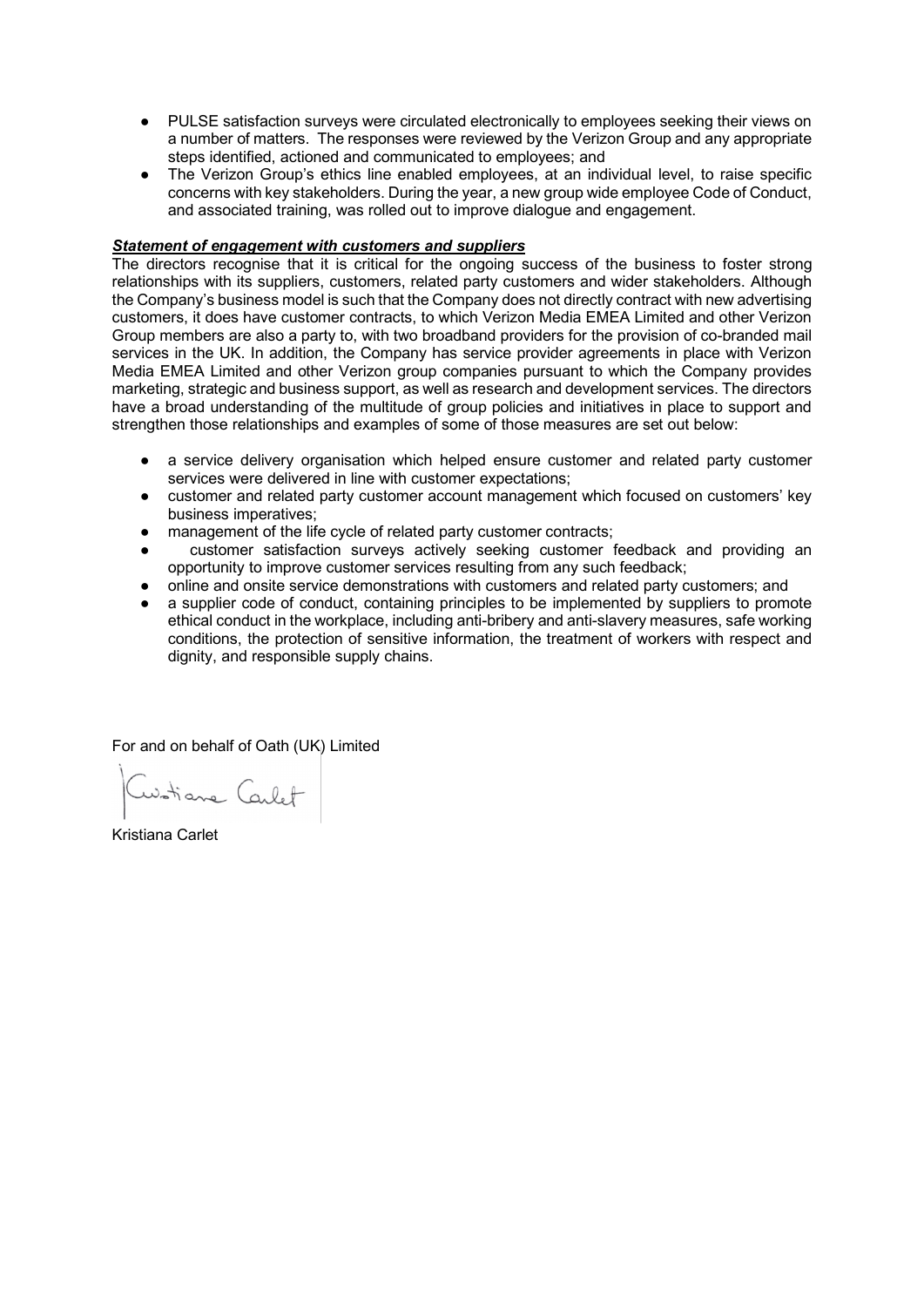- PULSE satisfaction surveys were circulated electronically to employees seeking their views on a number of matters. The responses were reviewed by the Verizon Group and any appropriate steps identified, actioned and communicated to employees; and
- The Verizon Group's ethics line enabled employees, at an individual level, to raise specific concerns with key stakeholders. During the year, a new group wide employee Code of Conduct, and associated training, was rolled out to improve dialogue and engagement.

***Statement of engagement with customers and suppliers***

The directors recognise that it is critical for the ongoing success of the business to foster strong relationships with its suppliers, customers, related party customers and wider stakeholders. Although the Company's business model is such that the Company does not directly contract with new advertising customers, it does have customer contracts, to which Verizon Media EMEA Limited and other Verizon Group members are also a party to, with two broadband providers for the provision of co-branded mail services in the UK. In addition, the Company has service provider agreements in place with Verizon Media EMEA Limited and other Verizon group companies pursuant to which the Company provides marketing, strategic and business support, as well as research and development services. The directors have a broad understanding of the multitude of group policies and initiatives in place to support and strengthen those relationships and examples of some of those measures are set out below:

- a service delivery organisation which helped ensure customer and related party customer services were delivered in line with customer expectations;
- customer and related party customer account management which focused on customers' key business imperatives;
- management of the life cycle of related party customer contracts;
- customer satisfaction surveys actively seeking customer feedback and providing an opportunity to improve customer services resulting from any such feedback;
- online and onsite service demonstrations with customers and related party customers; and
- a supplier code of conduct, containing principles to be implemented by suppliers to promote ethical conduct in the workplace, including anti-bribery and anti-slavery measures, safe working conditions, the protection of sensitive information, the treatment of workers with respect and dignity, and responsible supply chains.

For and on behalf of Oath (UK) Limited

Kristiana Carlet